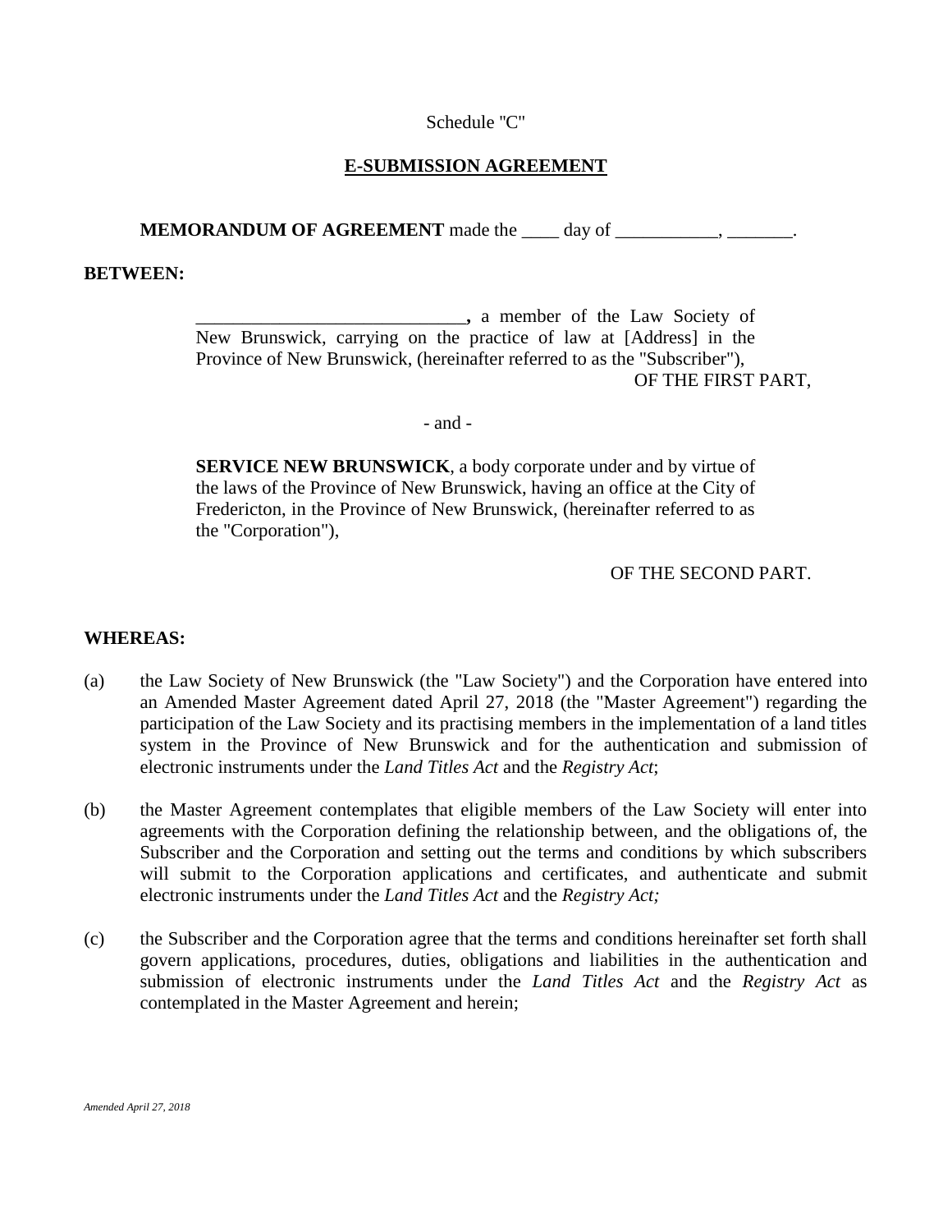Schedule "C"

## E-SUBMISSION AGREEMENT

**MEMORANDUM OF AGREEMENT** made the ____ day of ___________, _______.

**BETWEEN:**

_____________________________**,** a member of the Law Society of New Brunswick, carrying on the practice of law at [Address] in the Province of New Brunswick, (hereinafter referred to as the "Subscriber"),

OF THE FIRST PART,

- and -

**SERVICE NEW BRUNSWICK**, a body corporate under and by virtue of the laws of the Province of New Brunswick, having an office at the City of Fredericton, in the Province of New Brunswick, (hereinafter referred to as the "Corporation"),

OF THE SECOND PART.

**WHEREAS:**

(a) the Law Society of New Brunswick (the "Law Society") and the Corporation have entered into an Amended Master Agreement dated April 27, 2018 (the "Master Agreement") regarding the participation of the Law Society and its practising members in the implementation of a land titles system in the Province of New Brunswick and for the authentication and submission of electronic instruments under the *Land Titles Act* and the *Registry Act*;

(b) the Master Agreement contemplates that eligible members of the Law Society will enter into agreements with the Corporation defining the relationship between, and the obligations of, the Subscriber and the Corporation and setting out the terms and conditions by which subscribers will submit to the Corporation applications and certificates, and authenticate and submit electronic instruments under the *Land Titles Act* and the *Registry Act;*

(c) the Subscriber and the Corporation agree that the terms and conditions hereinafter set forth shall govern applications, procedures, duties, obligations and liabilities in the authentication and submission of electronic instruments under the *Land Titles Act* and the *Registry Act* as contemplated in the Master Agreement and herein;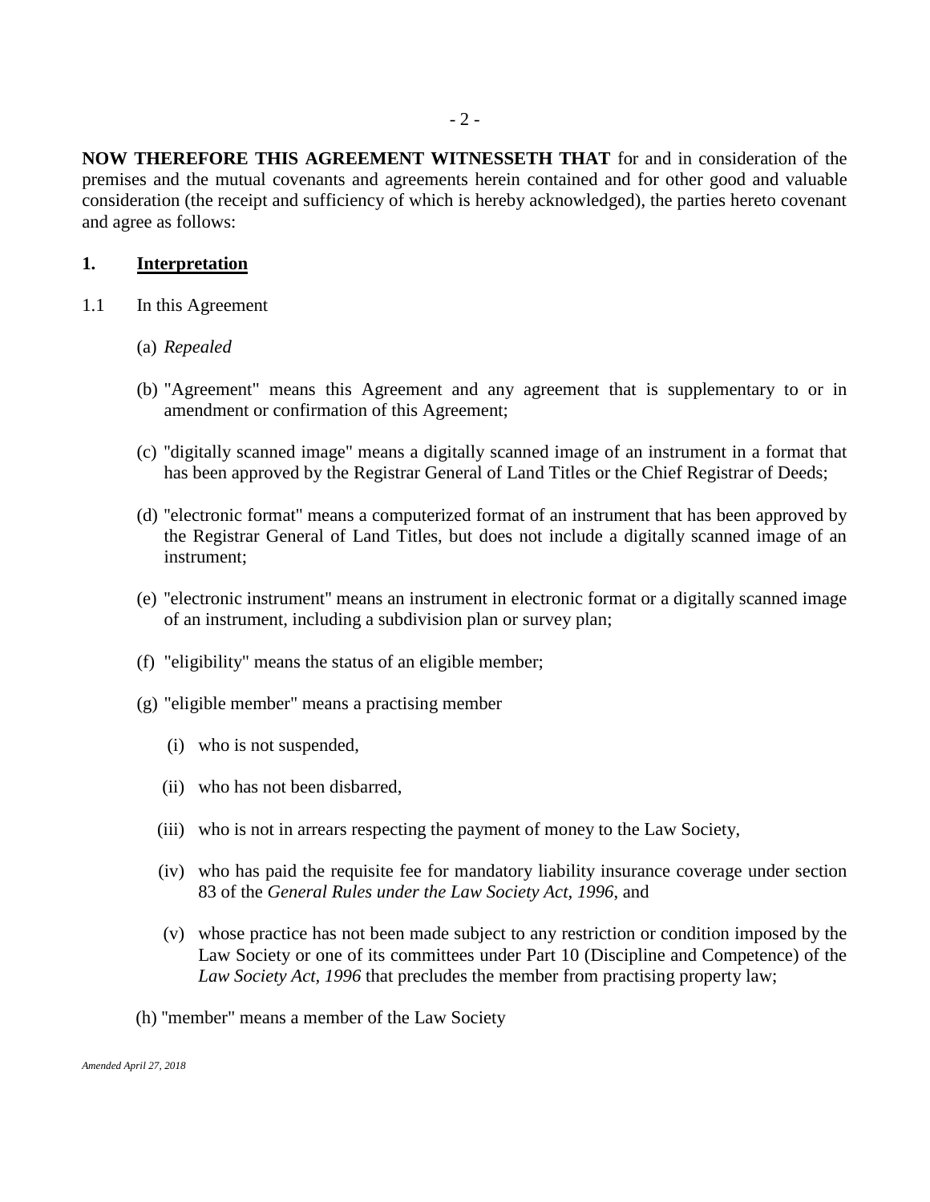**NOW THEREFORE THIS AGREEMENT WITNESSETH THAT** for and in consideration of the premises and the mutual covenants and agreements herein contained and for other good and valuable consideration (the receipt and sufficiency of which is hereby acknowledged), the parties hereto covenant and agree as follows:

## 1. <u>Interpretation</u>

1.1 In this Agreement

(a) *Repealed*

(b) "Agreement" means this Agreement and any agreement that is supplementary to or in amendment or confirmation of this Agreement;

(c) "digitally scanned image" means a digitally scanned image of an instrument in a format that has been approved by the Registrar General of Land Titles or the Chief Registrar of Deeds;

(d) "electronic format" means a computerized format of an instrument that has been approved by the Registrar General of Land Titles, but does not include a digitally scanned image of an instrument;

(e) "electronic instrument" means an instrument in electronic format or a digitally scanned image of an instrument, including a subdivision plan or survey plan;

(f) "eligibility" means the status of an eligible member;

(g) "eligible member" means a practising member

(i) who is not suspended,

(ii) who has not been disbarred,

(iii) who is not in arrears respecting the payment of money to the Law Society,

(iv) who has paid the requisite fee for mandatory liability insurance coverage under section 83 of the *General Rules under the Law Society Act, 1996*, and

(v) whose practice has not been made subject to any restriction or condition imposed by the Law Society or one of its committees under Part 10 (Discipline and Competence) of the *Law Society Act, 1996* that precludes the member from practising property law;

(h) "member" means a member of the Law Society

*Amended April 27, 2018*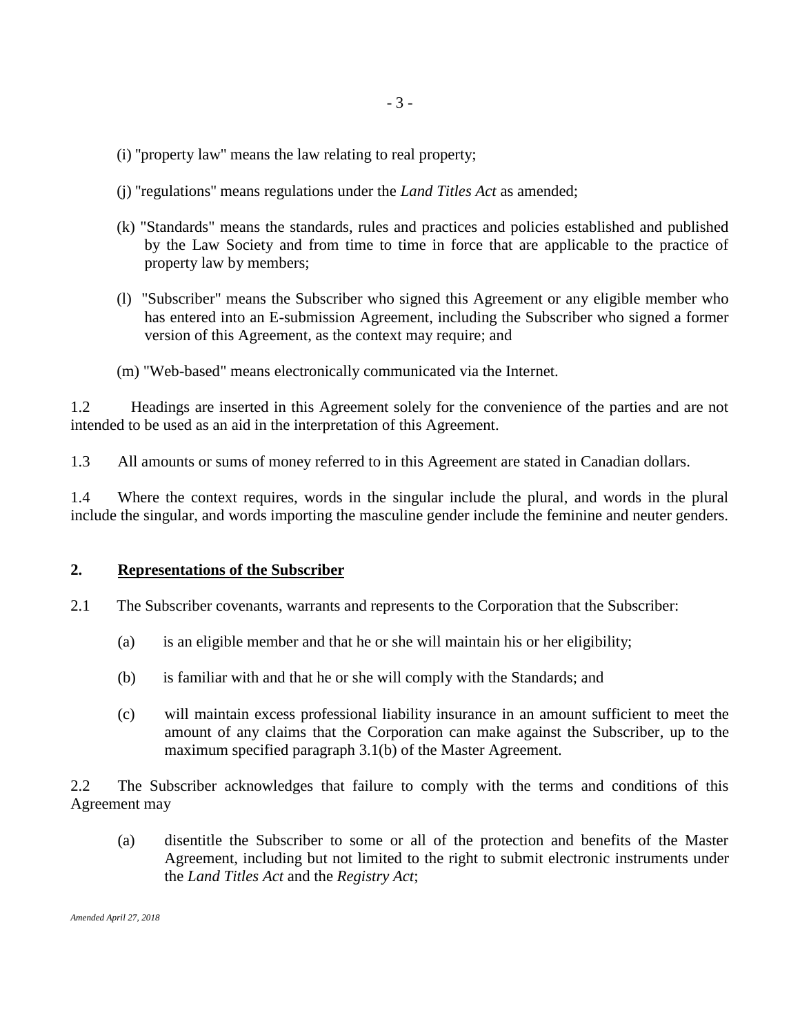(i) "property law" means the law relating to real property;

(j) "regulations" means regulations under the *Land Titles Act* as amended;

(k) "Standards" means the standards, rules and practices and policies established and published by the Law Society and from time to time in force that are applicable to the practice of property law by members;

(l) "Subscriber" means the Subscriber who signed this Agreement or any eligible member who has entered into an E-submission Agreement, including the Subscriber who signed a former version of this Agreement, as the context may require; and

(m) "Web-based" means electronically communicated via the Internet.

1.2 Headings are inserted in this Agreement solely for the convenience of the parties and are not intended to be used as an aid in the interpretation of this Agreement.

1.3 All amounts or sums of money referred to in this Agreement are stated in Canadian dollars.

1.4 Where the context requires, words in the singular include the plural, and words in the plural include the singular, and words importing the masculine gender include the feminine and neuter genders.

## 2. Representations of the Subscriber

2.1 The Subscriber covenants, warrants and represents to the Corporation that the Subscriber:

(a) is an eligible member and that he or she will maintain his or her eligibility;

(b) is familiar with and that he or she will comply with the Standards; and

(c) will maintain excess professional liability insurance in an amount sufficient to meet the amount of any claims that the Corporation can make against the Subscriber, up to the maximum specified paragraph 3.1(b) of the Master Agreement.

2.2 The Subscriber acknowledges that failure to comply with the terms and conditions of this Agreement may

(a) disentitle the Subscriber to some or all of the protection and benefits of the Master Agreement, including but not limited to the right to submit electronic instruments under the *Land Titles Act* and the *Registry Act*;

*Amended April 27, 2018*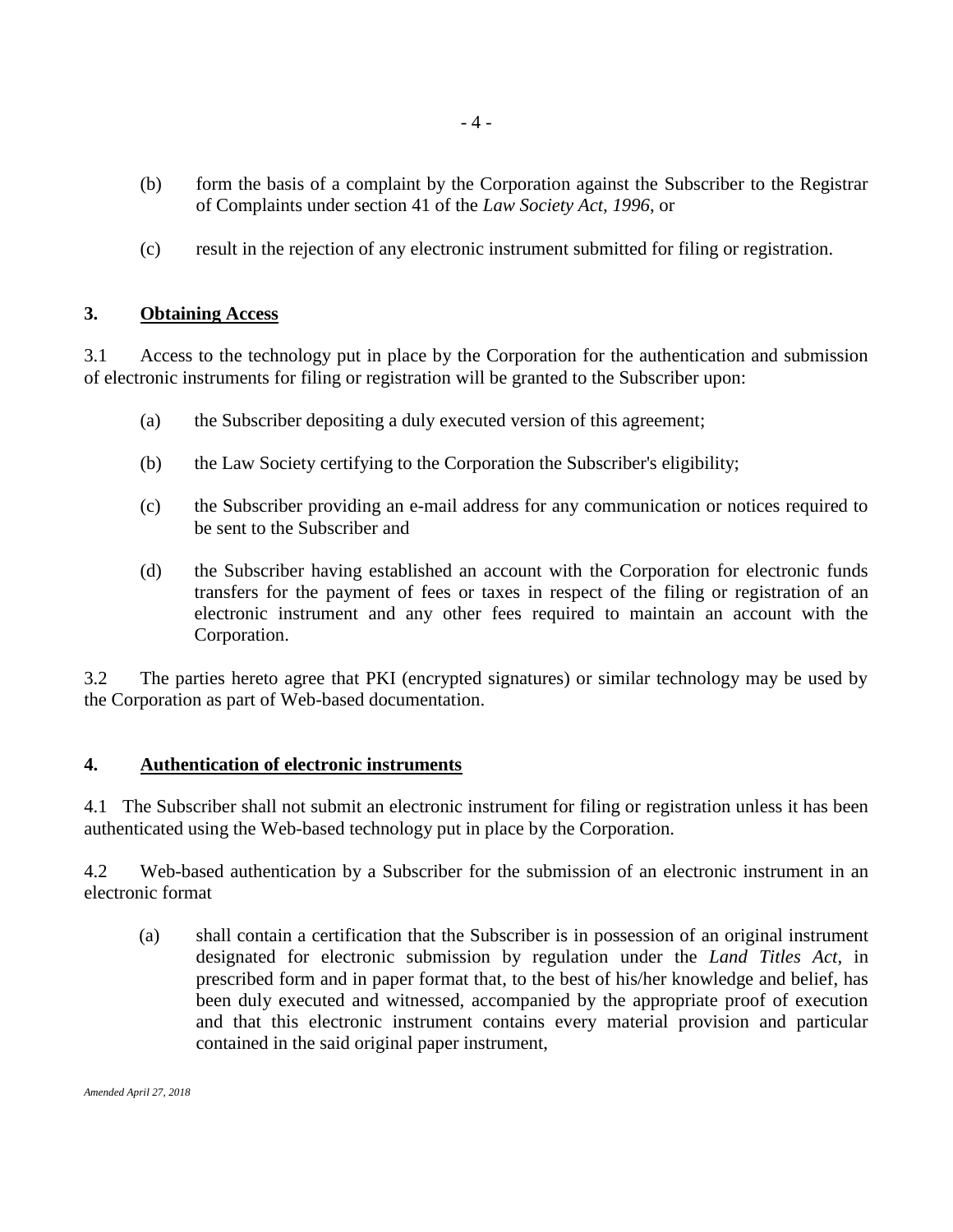(b) form the basis of a complaint by the Corporation against the Subscriber to the Registrar of Complaints under section 41 of the *Law Society Act, 1996*, or

(c) result in the rejection of any electronic instrument submitted for filing or registration.

## 3. Obtaining Access

3.1 Access to the technology put in place by the Corporation for the authentication and submission of electronic instruments for filing or registration will be granted to the Subscriber upon:

(a) the Subscriber depositing a duly executed version of this agreement;

(b) the Law Society certifying to the Corporation the Subscriber's eligibility;

(c) the Subscriber providing an e-mail address for any communication or notices required to be sent to the Subscriber and

(d) the Subscriber having established an account with the Corporation for electronic funds transfers for the payment of fees or taxes in respect of the filing or registration of an electronic instrument and any other fees required to maintain an account with the Corporation.

3.2 The parties hereto agree that PKI (encrypted signatures) or similar technology may be used by the Corporation as part of Web-based documentation.

## 4. Authentication of electronic instruments

4.1 The Subscriber shall not submit an electronic instrument for filing or registration unless it has been authenticated using the Web-based technology put in place by the Corporation.

4.2 Web-based authentication by a Subscriber for the submission of an electronic instrument in an electronic format

(a) shall contain a certification that the Subscriber is in possession of an original instrument designated for electronic submission by regulation under the *Land Titles Act*, in prescribed form and in paper format that, to the best of his/her knowledge and belief, has been duly executed and witnessed, accompanied by the appropriate proof of execution and that this electronic instrument contains every material provision and particular contained in the said original paper instrument,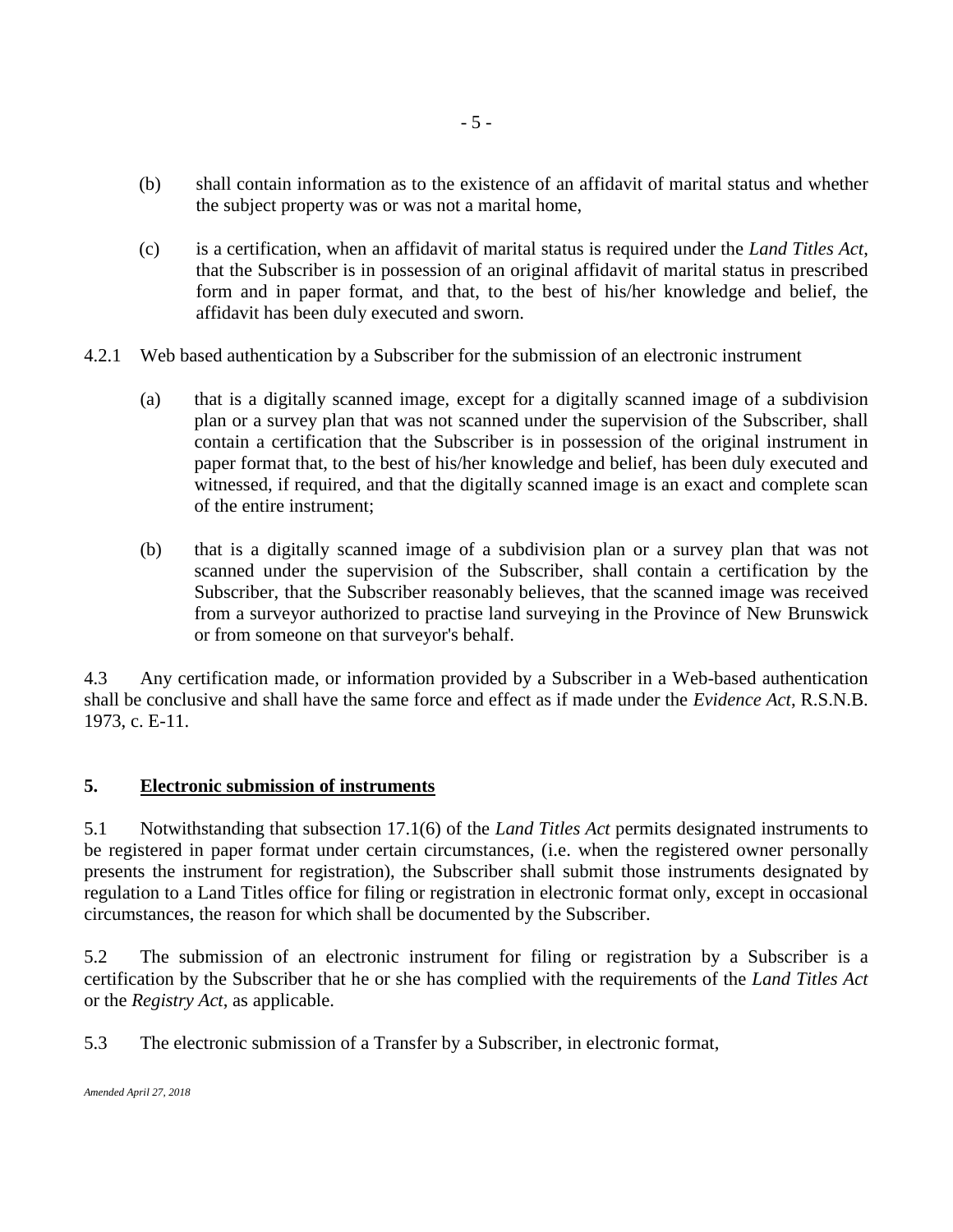(b) shall contain information as to the existence of an affidavit of marital status and whether the subject property was or was not a marital home,

(c) is a certification, when an affidavit of marital status is required under the *Land Titles Act*, that the Subscriber is in possession of an original affidavit of marital status in prescribed form and in paper format, and that, to the best of his/her knowledge and belief, the affidavit has been duly executed and sworn.

4.2.1 Web based authentication by a Subscriber for the submission of an electronic instrument

(a) that is a digitally scanned image, except for a digitally scanned image of a subdivision plan or a survey plan that was not scanned under the supervision of the Subscriber, shall contain a certification that the Subscriber is in possession of the original instrument in paper format that, to the best of his/her knowledge and belief, has been duly executed and witnessed, if required, and that the digitally scanned image is an exact and complete scan of the entire instrument;

(b) that is a digitally scanned image of a subdivision plan or a survey plan that was not scanned under the supervision of the Subscriber, shall contain a certification by the Subscriber, that the Subscriber reasonably believes, that the scanned image was received from a surveyor authorized to practise land surveying in the Province of New Brunswick or from someone on that surveyor's behalf.

4.3 Any certification made, or information provided by a Subscriber in a Web-based authentication shall be conclusive and shall have the same force and effect as if made under the *Evidence Act*, R.S.N.B. 1973, c. E-11.

## 5. Electronic submission of instruments

5.1 Notwithstanding that subsection 17.1(6) of the *Land Titles Act* permits designated instruments to be registered in paper format under certain circumstances, (i.e. when the registered owner personally presents the instrument for registration), the Subscriber shall submit those instruments designated by regulation to a Land Titles office for filing or registration in electronic format only, except in occasional circumstances, the reason for which shall be documented by the Subscriber.

5.2 The submission of an electronic instrument for filing or registration by a Subscriber is a certification by the Subscriber that he or she has complied with the requirements of the *Land Titles Act* or the *Registry Act*, as applicable.

5.3 The electronic submission of a Transfer by a Subscriber, in electronic format,

*Amended April 27, 2018*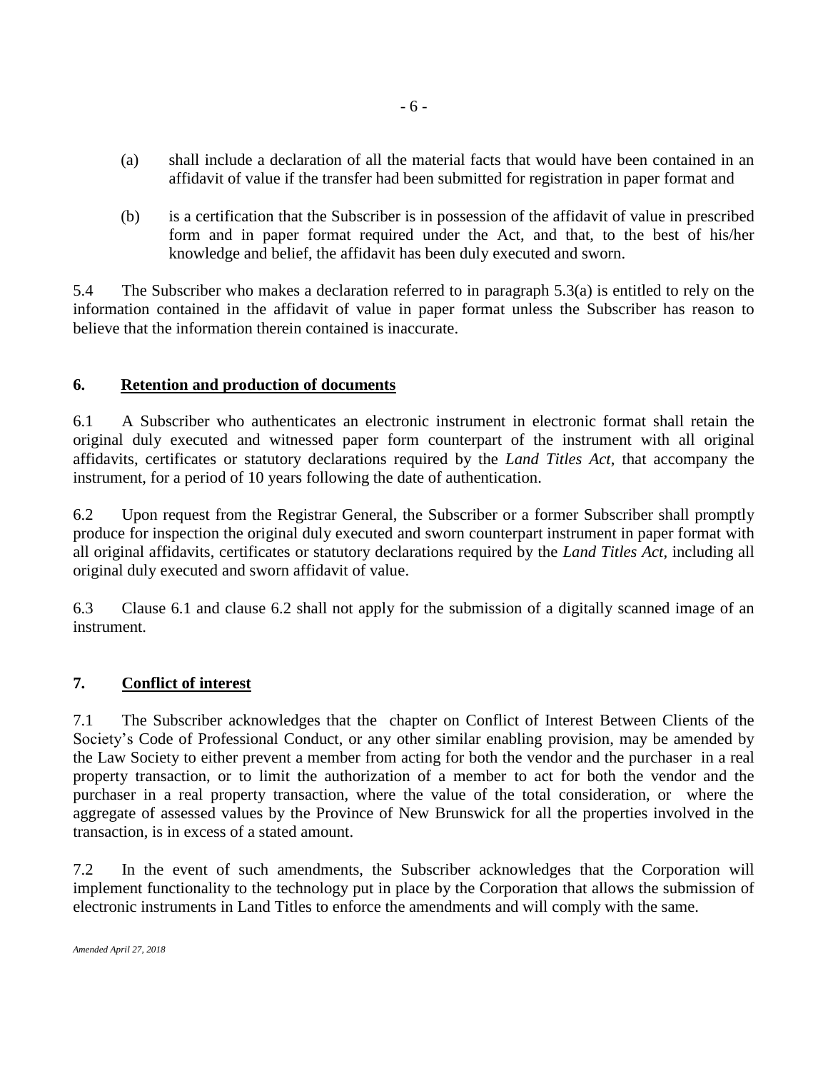(a) shall include a declaration of all the material facts that would have been contained in an affidavit of value if the transfer had been submitted for registration in paper format and

(b) is a certification that the Subscriber is in possession of the affidavit of value in prescribed form and in paper format required under the Act, and that, to the best of his/her knowledge and belief, the affidavit has been duly executed and sworn.

5.4 The Subscriber who makes a declaration referred to in paragraph 5.3(a) is entitled to rely on the information contained in the affidavit of value in paper format unless the Subscriber has reason to believe that the information therein contained is inaccurate.

## 6. Retention and production of documents

6.1 A Subscriber who authenticates an electronic instrument in electronic format shall retain the original duly executed and witnessed paper form counterpart of the instrument with all original affidavits, certificates or statutory declarations required by the *Land Titles Act*, that accompany the instrument, for a period of 10 years following the date of authentication.

6.2 Upon request from the Registrar General, the Subscriber or a former Subscriber shall promptly produce for inspection the original duly executed and sworn counterpart instrument in paper format with all original affidavits, certificates or statutory declarations required by the *Land Titles Act*, including all original duly executed and sworn affidavit of value.

6.3 Clause 6.1 and clause 6.2 shall not apply for the submission of a digitally scanned image of an instrument.

## 7. Conflict of interest

7.1 The Subscriber acknowledges that the chapter on Conflict of Interest Between Clients of the Society's Code of Professional Conduct, or any other similar enabling provision, may be amended by the Law Society to either prevent a member from acting for both the vendor and the purchaser in a real property transaction, or to limit the authorization of a member to act for both the vendor and the purchaser in a real property transaction, where the value of the total consideration, or where the aggregate of assessed values by the Province of New Brunswick for all the properties involved in the transaction, is in excess of a stated amount.

7.2 In the event of such amendments, the Subscriber acknowledges that the Corporation will implement functionality to the technology put in place by the Corporation that allows the submission of electronic instruments in Land Titles to enforce the amendments and will comply with the same.

*Amended April 27, 2018*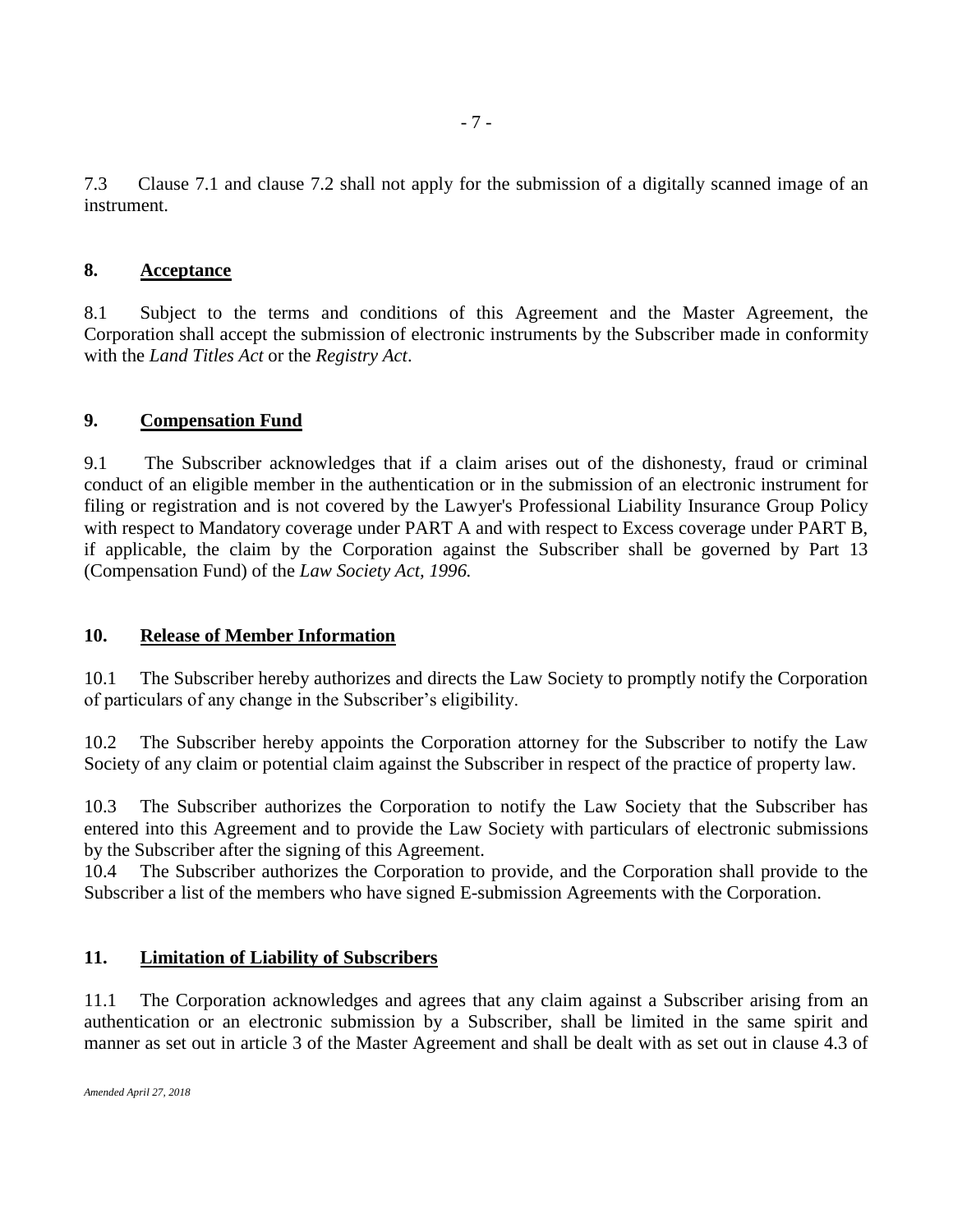7.3 Clause 7.1 and clause 7.2 shall not apply for the submission of a digitally scanned image of an instrument.

## 8. Acceptance

8.1 Subject to the terms and conditions of this Agreement and the Master Agreement, the Corporation shall accept the submission of electronic instruments by the Subscriber made in conformity with the *Land Titles Act* or the *Registry Act*.

## 9. Compensation Fund

9.1 The Subscriber acknowledges that if a claim arises out of the dishonesty, fraud or criminal conduct of an eligible member in the authentication or in the submission of an electronic instrument for filing or registration and is not covered by the Lawyer's Professional Liability Insurance Group Policy with respect to Mandatory coverage under PART A and with respect to Excess coverage under PART B, if applicable, the claim by the Corporation against the Subscriber shall be governed by Part 13 (Compensation Fund) of the *Law Society Act, 1996.*

## 10. Release of Member Information

10.1 The Subscriber hereby authorizes and directs the Law Society to promptly notify the Corporation of particulars of any change in the Subscriber's eligibility.

10.2 The Subscriber hereby appoints the Corporation attorney for the Subscriber to notify the Law Society of any claim or potential claim against the Subscriber in respect of the practice of property law.

10.3 The Subscriber authorizes the Corporation to notify the Law Society that the Subscriber has entered into this Agreement and to provide the Law Society with particulars of electronic submissions by the Subscriber after the signing of this Agreement.

10.4 The Subscriber authorizes the Corporation to provide, and the Corporation shall provide to the Subscriber a list of the members who have signed E-submission Agreements with the Corporation.

## 11. Limitation of Liability of Subscribers

11.1 The Corporation acknowledges and agrees that any claim against a Subscriber arising from an authentication or an electronic submission by a Subscriber, shall be limited in the same spirit and manner as set out in article 3 of the Master Agreement and shall be dealt with as set out in clause 4.3 of

*Amended April 27, 2018*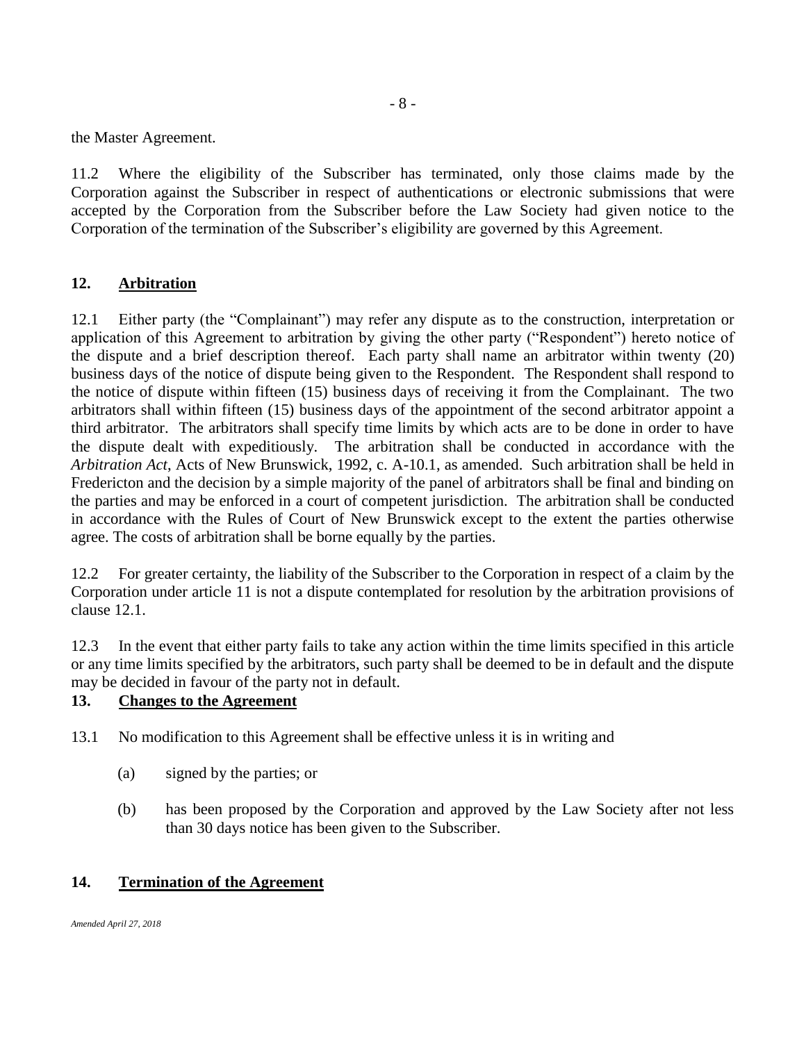the Master Agreement.

11.2 Where the eligibility of the Subscriber has terminated, only those claims made by the Corporation against the Subscriber in respect of authentications or electronic submissions that were accepted by the Corporation from the Subscriber before the Law Society had given notice to the Corporation of the termination of the Subscriber's eligibility are governed by this Agreement.

## 12. Arbitration

12.1 Either party (the "Complainant") may refer any dispute as to the construction, interpretation or application of this Agreement to arbitration by giving the other party ("Respondent") hereto notice of the dispute and a brief description thereof. Each party shall name an arbitrator within twenty (20) business days of the notice of dispute being given to the Respondent. The Respondent shall respond to the notice of dispute within fifteen (15) business days of receiving it from the Complainant. The two arbitrators shall within fifteen (15) business days of the appointment of the second arbitrator appoint a third arbitrator. The arbitrators shall specify time limits by which acts are to be done in order to have the dispute dealt with expeditiously. The arbitration shall be conducted in accordance with the *Arbitration Act*, Acts of New Brunswick, 1992, c. A-10.1, as amended. Such arbitration shall be held in Fredericton and the decision by a simple majority of the panel of arbitrators shall be final and binding on the parties and may be enforced in a court of competent jurisdiction. The arbitration shall be conducted in accordance with the Rules of Court of New Brunswick except to the extent the parties otherwise agree. The costs of arbitration shall be borne equally by the parties.

12.2 For greater certainty, the liability of the Subscriber to the Corporation in respect of a claim by the Corporation under article 11 is not a dispute contemplated for resolution by the arbitration provisions of clause 12.1.

12.3 In the event that either party fails to take any action within the time limits specified in this article or any time limits specified by the arbitrators, such party shall be deemed to be in default and the dispute may be decided in favour of the party not in default.

## 13. Changes to the Agreement

13.1 No modification to this Agreement shall be effective unless it is in writing and

(a) signed by the parties; or

(b) has been proposed by the Corporation and approved by the Law Society after not less than 30 days notice has been given to the Subscriber.

## 14. Termination of the Agreement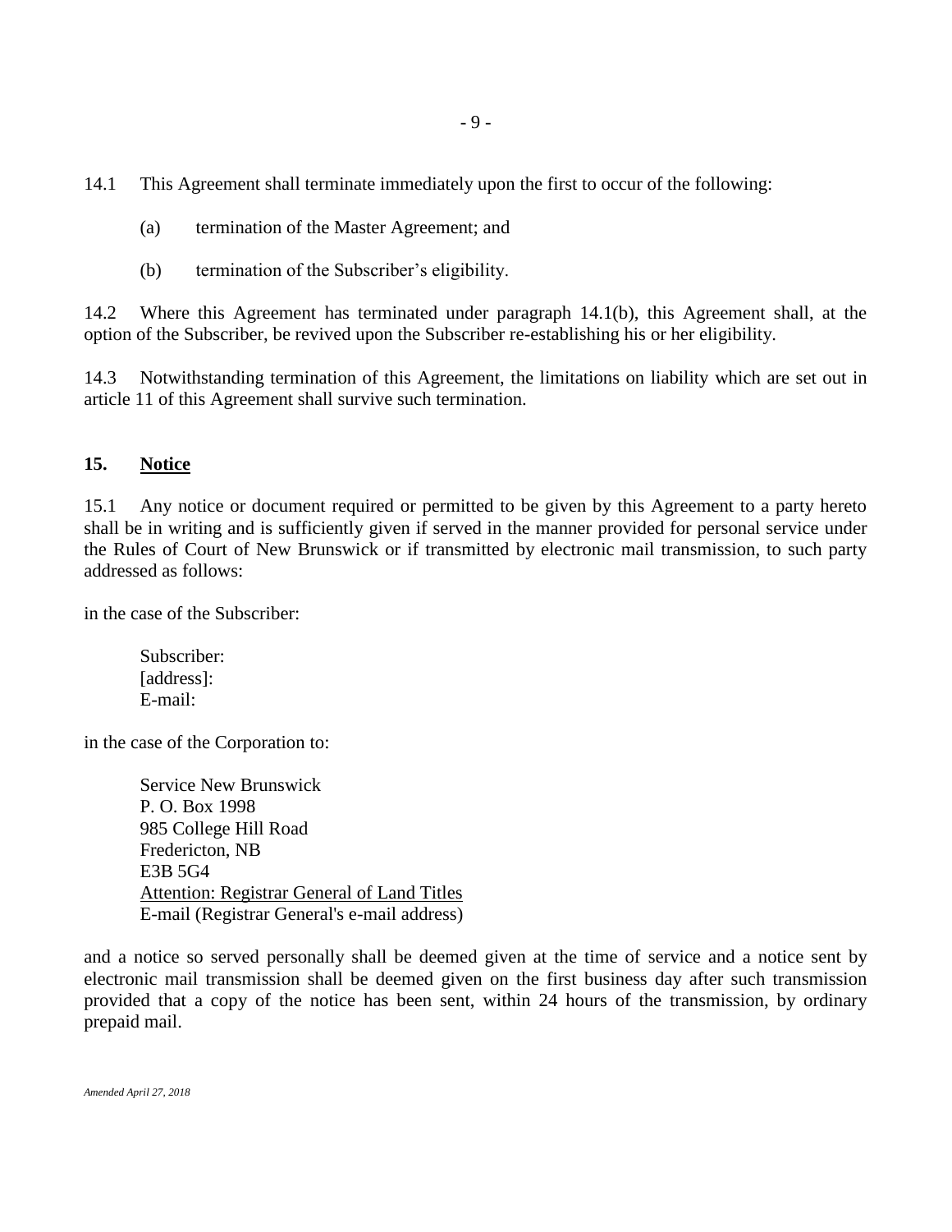14.1 This Agreement shall terminate immediately upon the first to occur of the following:

(a) termination of the Master Agreement; and

(b) termination of the Subscriber's eligibility.

14.2 Where this Agreement has terminated under paragraph 14.1(b), this Agreement shall, at the option of the Subscriber, be revived upon the Subscriber re-establishing his or her eligibility.

14.3 Notwithstanding termination of this Agreement, the limitations on liability which are set out in article 11 of this Agreement shall survive such termination.

## 15. <u>Notice</u>

15.1 Any notice or document required or permitted to be given by this Agreement to a party hereto shall be in writing and is sufficiently given if served in the manner provided for personal service under the Rules of Court of New Brunswick or if transmitted by electronic mail transmission, to such party addressed as follows:

in the case of the Subscriber:

Subscriber:
[address]:
E-mail:

in the case of the Corporation to:

Service New Brunswick
P. O. Box 1998
985 College Hill Road
Fredericton, NB
E3B 5G4
<u>Attention: Registrar General of Land Titles</u>
E-mail (Registrar General's e-mail address)

and a notice so served personally shall be deemed given at the time of service and a notice sent by electronic mail transmission shall be deemed given on the first business day after such transmission provided that a copy of the notice has been sent, within 24 hours of the transmission, by ordinary prepaid mail.

*Amended April 27, 2018*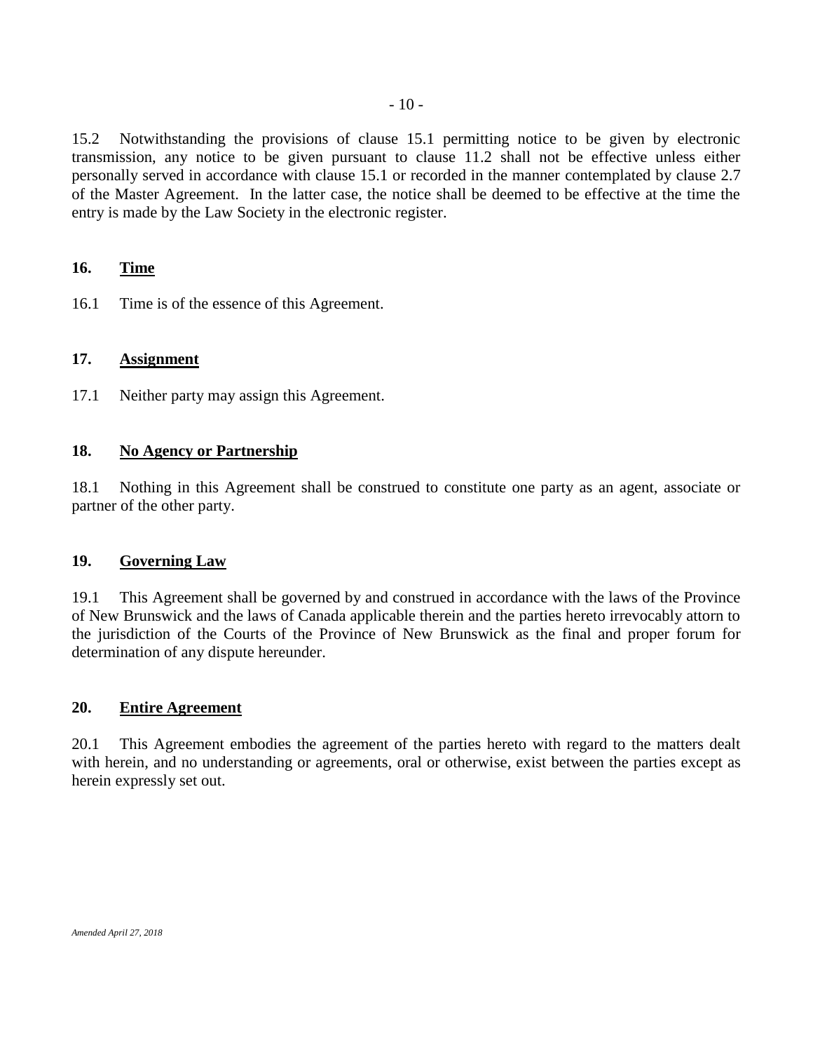15.2 Notwithstanding the provisions of clause 15.1 permitting notice to be given by electronic transmission, any notice to be given pursuant to clause 11.2 shall not be effective unless either personally served in accordance with clause 15.1 or recorded in the manner contemplated by clause 2.7 of the Master Agreement. In the latter case, the notice shall be deemed to be effective at the time the entry is made by the Law Society in the electronic register.

## 16. Time

16.1 Time is of the essence of this Agreement.

## 17. Assignment

17.1 Neither party may assign this Agreement.

## 18. No Agency or Partnership

18.1 Nothing in this Agreement shall be construed to constitute one party as an agent, associate or partner of the other party.

## 19. Governing Law

19.1 This Agreement shall be governed by and construed in accordance with the laws of the Province of New Brunswick and the laws of Canada applicable therein and the parties hereto irrevocably attorn to the jurisdiction of the Courts of the Province of New Brunswick as the final and proper forum for determination of any dispute hereunder.

## 20. Entire Agreement

20.1 This Agreement embodies the agreement of the parties hereto with regard to the matters dealt with herein, and no understanding or agreements, oral or otherwise, exist between the parties except as herein expressly set out.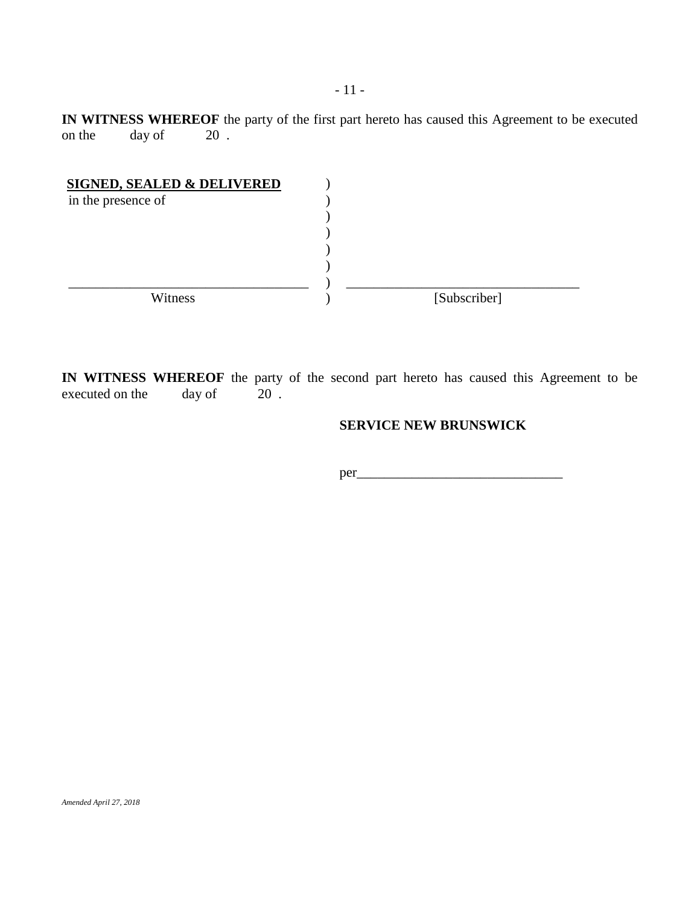**IN WITNESS WHEREOF** the party of the first part hereto has caused this Agreement to be executed on the day of 20 .

| | | |
|---|---|---|
| **SIGNED, SEALED & DELIVERED** | ) | |
| in the presence of | ) | |
| | ) | |
| | ) | |
| | ) | |
| | ) | |
| ___________________________________ | ) | ___________________________________ |
| Witness | ) | [Subscriber] |

**IN WITNESS WHEREOF** the party of the second part hereto has caused this Agreement to be executed on the day of 20 .

**SERVICE NEW BRUNSWICK**

per______________________________

*Amended April 27, 2018*